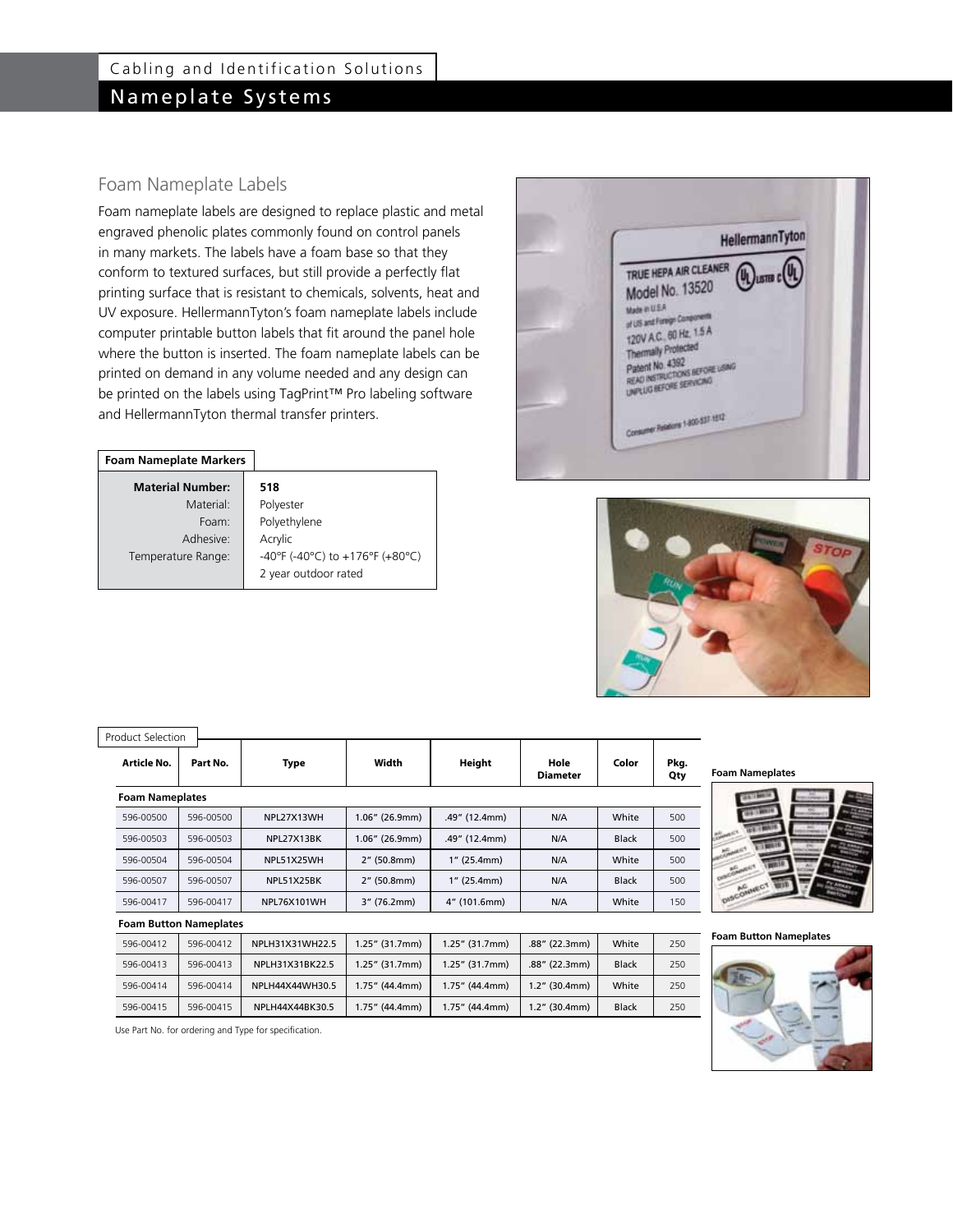# Cabling and Identification Solutions

## Nameplate Systems

### Foam Nameplate Labels

Foam nameplate labels are designed to replace plastic and metal engraved phenolic plates commonly found on control panels in many markets. The labels have a foam base so that they conform to textured surfaces, but still provide a perfectly flat printing surface that is resistant to chemicals, solvents, heat and UV exposure. HellermannTyton's foam nameplate labels include computer printable button labels that fit around the panel hole where the button is inserted. The foam nameplate labels can be printed on demand in any volume needed and any design can be printed on the labels using TagPrint™ Pro labeling software and HellermannTyton thermal transfer printers.

**Foam Nameplate Markers**

| **Material Number:** | **518** |
|---|---|
| Material: | Polyester |
| Foam: | Polyethylene |
| Adhesive: | Acrylic |
| Temperature Range: | -40°F (-40°C) to +176°F (+80°C) 2 year outdoor rated |

Product Selection

| Article No. | Part No. | Type | Width | Height | Hole Diameter | Color | Pkg. Qty |
|---|---|---|---|---|---|---|---|
| **Foam Nameplates** | | | | | | | |
| 596-00500 | 596-00500 | NPL27X13WH | 1.06" (26.9mm) | .49" (12.4mm) | N/A | White | 500 |
| 596-00503 | 596-00503 | NPL27X13BK | 1.06" (26.9mm) | .49" (12.4mm) | N/A | Black | 500 |
| 596-00504 | 596-00504 | NPL51X25WH | 2" (50.8mm) | 1" (25.4mm) | N/A | White | 500 |
| 596-00507 | 596-00507 | NPL51X25BK | 2" (50.8mm) | 1" (25.4mm) | N/A | Black | 500 |
| 596-00417 | 596-00417 | NPL76X101WH | 3" (76.2mm) | 4" (101.6mm) | N/A | White | 150 |
| **Foam Button Nameplates** | | | | | | | |
| 596-00412 | 596-00412 | NPLH31X31WH22.5 | 1.25" (31.7mm) | 1.25" (31.7mm) | .88" (22.3mm) | White | 250 |
| 596-00413 | 596-00413 | NPLH31X31BK22.5 | 1.25" (31.7mm) | 1.25" (31.7mm) | .88" (22.3mm) | Black | 250 |
| 596-00414 | 596-00414 | NPLH44X44WH30.5 | 1.75" (44.4mm) | 1.75" (44.4mm) | 1.2" (30.4mm) | White | 250 |
| 596-00415 | 596-00415 | NPLH44X44BK30.5 | 1.75" (44.4mm) | 1.75" (44.4mm) | 1.2" (30.4mm) | Black | 250 |

Use Part No. for ordering and Type for specification.

**Foam Nameplates**

**Foam Button Nameplates**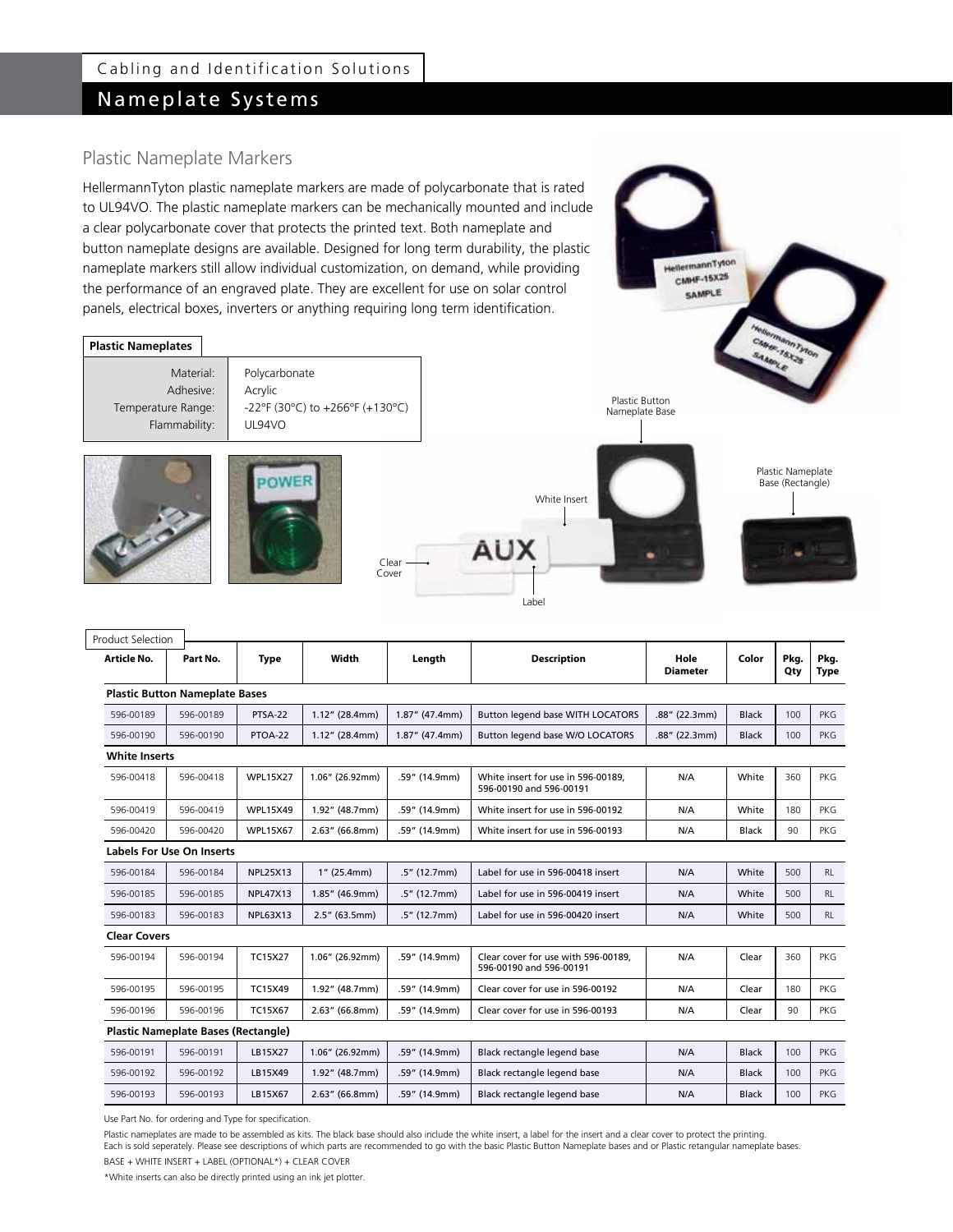## Nameplate Systems

### Plastic Nameplate Markers

HellermannTyton plastic nameplate markers are made of polycarbonate that is rated to UL94VO. The plastic nameplate markers can be mechanically mounted and include a clear polycarbonate cover that protects the printed text. Both nameplate and button nameplate designs are available. Designed for long term durability, the plastic nameplate markers still allow individual customization, on demand, while providing the performance of an engraved plate. They are excellent for use on solar control panels, electrical boxes, inverters or anything requiring long term identification.

**Plastic Nameplates**

| | |
|---|---|
| Material: | Polycarbonate |
| Adhesive: | Acrylic |
| Temperature Range: | -22°F (30°C) to +266°F (+130°C) |
| Flammability: | UL94VO |

Plastic Button Nameplate Base

Plastic Nameplate Base (Rectangle)

White Insert

Clear Cover

Label

**Product Selection**

| Article No. | Part No. | Type | Width | Length | Description | Hole Diameter | Color | Pkg. Qty | Pkg. Type |
|---|---|---|---|---|---|---|---|---|---|
| **Plastic Button Nameplate Bases** | | | | | | | | | |
| 596-00189 | 596-00189 | PTSA-22 | 1.12" (28.4mm) | 1.87" (47.4mm) | Button legend base WITH LOCATORS | .88" (22.3mm) | Black | 100 | PKG |
| 596-00190 | 596-00190 | PTOA-22 | 1.12" (28.4mm) | 1.87" (47.4mm) | Button legend base W/O LOCATORS | .88" (22.3mm) | Black | 100 | PKG |
| **White Inserts** | | | | | | | | | |
| 596-00418 | 596-00418 | WPL15X27 | 1.06" (26.92mm) | .59" (14.9mm) | White insert for use in 596-00189, 596-00190 and 596-00191 | N/A | White | 360 | PKG |
| 596-00419 | 596-00419 | WPL15X49 | 1.92" (48.7mm) | .59" (14.9mm) | White insert for use in 596-00192 | N/A | White | 180 | PKG |
| 596-00420 | 596-00420 | WPL15X67 | 2.63" (66.8mm) | .59" (14.9mm) | White insert for use in 596-00193 | N/A | Black | 90 | PKG |
| **Labels For Use On Inserts** | | | | | | | | | |
| 596-00184 | 596-00184 | NPL25X13 | 1" (25.4mm) | .5" (12.7mm) | Label for use in 596-00418 insert | N/A | White | 500 | RL |
| 596-00185 | 596-00185 | NPL47X13 | 1.85" (46.9mm) | .5" (12.7mm) | Label for use in 596-00419 insert | N/A | White | 500 | RL |
| 596-00183 | 596-00183 | NPL63X13 | 2.5" (63.5mm) | .5" (12.7mm) | Label for use in 596-00420 insert | N/A | White | 500 | RL |
| **Clear Covers** | | | | | | | | | |
| 596-00194 | 596-00194 | TC15X27 | 1.06" (26.92mm) | .59" (14.9mm) | Clear cover for use with 596-00189, 596-00190 and 596-00191 | N/A | Clear | 360 | PKG |
| 596-00195 | 596-00195 | TC15X49 | 1.92" (48.7mm) | .59" (14.9mm) | Clear cover for use in 596-00192 | N/A | Clear | 180 | PKG |
| 596-00196 | 596-00196 | TC15X67 | 2.63" (66.8mm) | .59" (14.9mm) | Clear cover for use in 596-00193 | N/A | Clear | 90 | PKG |
| **Plastic Nameplate Bases (Rectangle)** | | | | | | | | | |
| 596-00191 | 596-00191 | LB15X27 | 1.06" (26.92mm) | .59" (14.9mm) | Black rectangle legend base | N/A | Black | 100 | PKG |
| 596-00192 | 596-00192 | LB15X49 | 1.92" (48.7mm) | .59" (14.9mm) | Black rectangle legend base | N/A | Black | 100 | PKG |
| 596-00193 | 596-00193 | LB15X67 | 2.63" (66.8mm) | .59" (14.9mm) | Black rectangle legend base | N/A | Black | 100 | PKG |

Use Part No. for ordering and Type for specification.

Plastic nameplates are made to be assembled as kits. The black base should also include the white insert, a label for the insert and a clear cover to protect the printing. Each is sold seperately. Please see descriptions of which parts are recommended to go with the basic Plastic Button Nameplate bases and or Plastic retangular nameplate bases.

BASE + WHITE INSERT + LABEL (OPTIONAL*) + CLEAR COVER

*White inserts can also be directly printed using an ink jet plotter.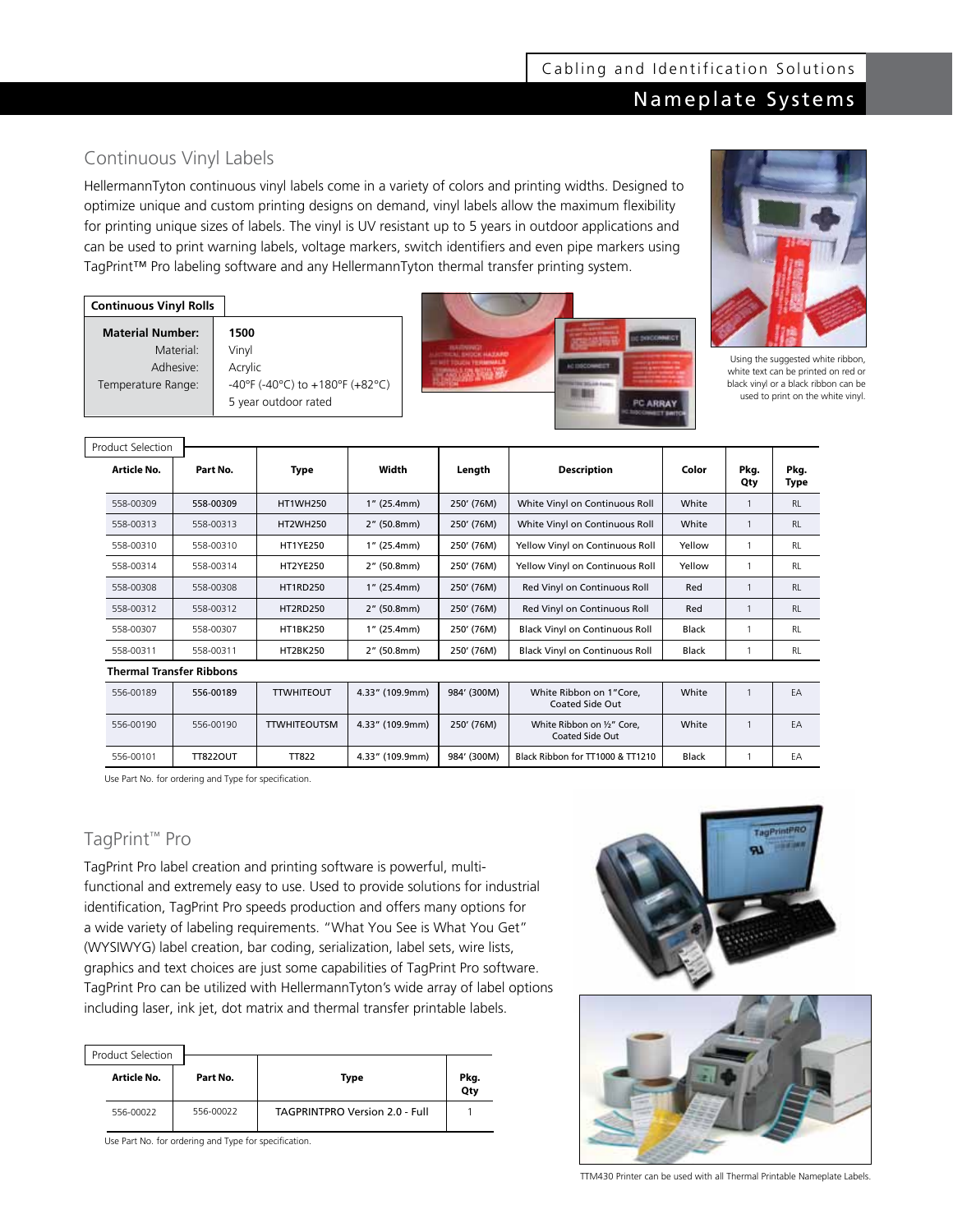## Continuous Vinyl Labels

HellermannTyton continuous vinyl labels come in a variety of colors and printing widths. Designed to optimize unique and custom printing designs on demand, vinyl labels allow the maximum flexibility for printing unique sizes of labels. The vinyl is UV resistant up to 5 years in outdoor applications and can be used to print warning labels, voltage markers, switch identifiers and even pipe markers using TagPrint™ Pro labeling software and any HellermannTyton thermal transfer printing system.

**Continuous Vinyl Rolls**

| | |
|---|---|
| **Material Number:** | **1500** |
| Material: | Vinyl |
| Adhesive: | Acrylic |
| Temperature Range: | -40°F (-40°C) to +180°F (+82°C) |
| | 5 year outdoor rated |

Using the suggested white ribbon, white text can be printed on red or black vinyl or a black ribbon can be used to print on the white vinyl.

Product Selection

| Article No. | Part No. | Type | Width | Length | Description | Color | Pkg. Qty | Pkg. Type |
|---|---|---|---|---|---|---|---|---|
| 558-00309 | 558-00309 | HT1WH250 | 1" (25.4mm) | 250' (76M) | White Vinyl on Continuous Roll | White | 1 | RL |
| 558-00313 | 558-00313 | HT2WH250 | 2" (50.8mm) | 250' (76M) | White Vinyl on Continuous Roll | White | 1 | RL |
| 558-00310 | 558-00310 | HT1YE250 | 1" (25.4mm) | 250' (76M) | Yellow Vinyl on Continuous Roll | Yellow | 1 | RL |
| 558-00314 | 558-00314 | HT2YE250 | 2" (50.8mm) | 250' (76M) | Yellow Vinyl on Continuous Roll | Yellow | 1 | RL |
| 558-00308 | 558-00308 | HT1RD250 | 1" (25.4mm) | 250' (76M) | Red Vinyl on Continuous Roll | Red | 1 | RL |
| 558-00312 | 558-00312 | HT2RD250 | 2" (50.8mm) | 250' (76M) | Red Vinyl on Continuous Roll | Red | 1 | RL |
| 558-00307 | 558-00307 | HT1BK250 | 1" (25.4mm) | 250' (76M) | Black Vinyl on Continuous Roll | Black | 1 | RL |
| 558-00311 | 558-00311 | HT2BK250 | 2" (50.8mm) | 250' (76M) | Black Vinyl on Continuous Roll | Black | 1 | RL |
| **Thermal Transfer Ribbons** | | | | | | | | |
| 556-00189 | 556-00189 | TTWHITEOUT | 4.33" (109.9mm) | 984' (300M) | White Ribbon on 1" Core, Coated Side Out | White | 1 | EA |
| 556-00190 | 556-00190 | TTWHITEOUTSM | 4.33" (109.9mm) | 250' (76M) | White Ribbon on ½" Core, Coated Side Out | White | 1 | EA |
| 556-00101 | TT822OUT | TT822 | 4.33" (109.9mm) | 984' (300M) | Black Ribbon for TT1000 & TT1210 | Black | 1 | EA |

Use Part No. for ordering and Type for specification.

## TagPrint™ Pro

TagPrint Pro label creation and printing software is powerful, multi-functional and extremely easy to use. Used to provide solutions for industrial identification, TagPrint Pro speeds production and offers many options for a wide variety of labeling requirements. "What You See is What You Get" (WYSIWYG) label creation, bar coding, serialization, label sets, wire lists, graphics and text choices are just some capabilities of TagPrint Pro software. TagPrint Pro can be utilized with HellermannTyton's wide array of label options including laser, ink jet, dot matrix and thermal transfer printable labels.

Product Selection

| Article No. | Part No. | Type | Pkg. Qty |
|---|---|---|---|
| 556-00022 | 556-00022 | TAGPRINTPRO Version 2.0 - Full | 1 |

Use Part No. for ordering and Type for specification.

TTM430 Printer can be used with all Thermal Printable Nameplate Labels.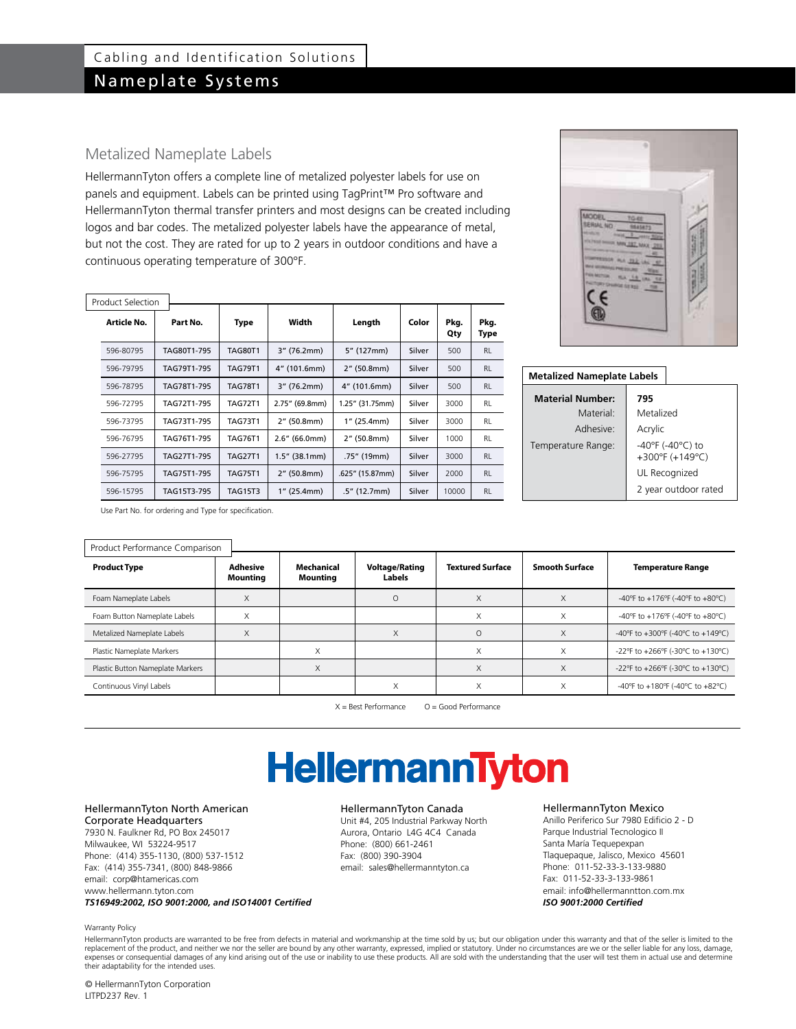Cabling and Identification Solutions

# Nameplate Systems

## Metalized Nameplate Labels

HellermannTyton offers a complete line of metalized polyester labels for use on panels and equipment. Labels can be printed using TagPrint™ Pro software and HellermannTyton thermal transfer printers and most designs can be created including logos and bar codes. The metalized polyester labels have the appearance of metal, but not the cost. They are rated for up to 2 years in outdoor conditions and have a continuous operating temperature of 300°F.

Product Selection

| Article No. | Part No. | Type | Width | Length | Color | Pkg. Qty | Pkg. Type |
|---|---|---|---|---|---|---|---|
| 596-80795 | TAG80T1-795 | TAG80T1 | 3" (76.2mm) | 5" (127mm) | Silver | 500 | RL |
| 596-79795 | TAG79T1-795 | TAG79T1 | 4" (101.6mm) | 2" (50.8mm) | Silver | 500 | RL |
| 596-78795 | TAG78T1-795 | TAG78T1 | 3" (76.2mm) | 4" (101.6mm) | Silver | 500 | RL |
| 596-72795 | TAG72T1-795 | TAG72T1 | 2.75" (69.8mm) | 1.25" (31.75mm) | Silver | 3000 | RL |
| 596-73795 | TAG73T1-795 | TAG73T1 | 2" (50.8mm) | 1" (25.4mm) | Silver | 3000 | RL |
| 596-76795 | TAG76T1-795 | TAG76T1 | 2.6" (66.0mm) | 2" (50.8mm) | Silver | 1000 | RL |
| 596-27795 | TAG27T1-795 | TAG27T1 | 1.5" (38.1mm) | .75" (19mm) | Silver | 3000 | RL |
| 596-75795 | TAG75T1-795 | TAG75T1 | 2" (50.8mm) | .625" (15.87mm) | Silver | 2000 | RL |
| 596-15795 | TAG15T3-795 | TAG15T3 | 1" (25.4mm) | .5" (12.7mm) | Silver | 10000 | RL |

Use Part No. for ordering and Type for specification.

Metalized Nameplate Labels

| | |
|---|---|
| **Material Number:** | **795** |
| Material: | Metalized |
| Adhesive: | Acrylic |
| Temperature Range: | -40°F (-40°C) to +300°F (+149°C) |
| | UL Recognized |
| | 2 year outdoor rated |

Product Performance Comparison

| Product Type | Adhesive Mounting | Mechanical Mounting | Voltage/Rating Labels | Textured Surface | Smooth Surface | Temperature Range |
|---|---|---|---|---|---|---|
| Foam Nameplate Labels | X | | O | X | X | -40°F to +176°F (-40°F to +80°C) |
| Foam Button Nameplate Labels | X | | | X | X | -40°F to +176°F (-40°F to +80°C) |
| Metalized Nameplate Labels | X | | X | O | X | -40°F to +300°F (-40°C to +149°C) |
| Plastic Nameplate Markers | | X | | X | X | -22°F to +266°F (-30°C to +130°C) |
| Plastic Button Nameplate Markers | | X | | X | X | -22°F to +266°F (-30°C to +130°C) |
| Continuous Vinyl Labels | | | X | X | X | -40°F to +180°F (-40°C to +82°C) |

X = Best Performance O = Good Performance

HellermannTyton

**HellermannTyton North American Corporate Headquarters**
7930 N. Faulkner Rd, PO Box 245017
Milwaukee, WI 53224-9517
Phone: (414) 355-1130, (800) 537-1512
Fax: (414) 355-7341, (800) 848-9866
email: corp@htamericas.com
www.hellermann.tyton.com
***TS16949:2002, ISO 9001:2000, and ISO14001 Certified***

**HellermannTyton Canada**
Unit #4, 205 Industrial Parkway North
Aurora, Ontario L4G 4C4 Canada
Phone: (800) 661-2461
Fax: (800) 390-3904
email: sales@hellermanntyton.ca

**HellermannTyton Mexico**
Anillo Periferico Sur 7980 Edificio 2 - D
Parque Industrial Tecnologico II
Santa María Tequepexpan
Tlaquepaque, Jalisco, Mexico 45601
Phone: 011-52-33-3-133-9880
Fax: 011-52-33-3-133-9861
email: info@hellermanntton.com.mx
***ISO 9001:2000 Certified***

Warranty Policy

HellermannTyton products are warranted to be free from defects in material and workmanship at the time sold by us; but our obligation under this warranty and that of the seller is limited to the replacement of the product, and neither we nor the seller are bound by any other warranty, expressed, implied or statutory. Under no circumstances are we or the seller liable for any loss, damage, expenses or consequential damages of any kind arising out of the use or inability to use these products. All are sold with the understanding that the user will test them in actual use and determine their adaptability for the intended uses.

© HellermannTyton Corporation
LITPD237 Rev. 1